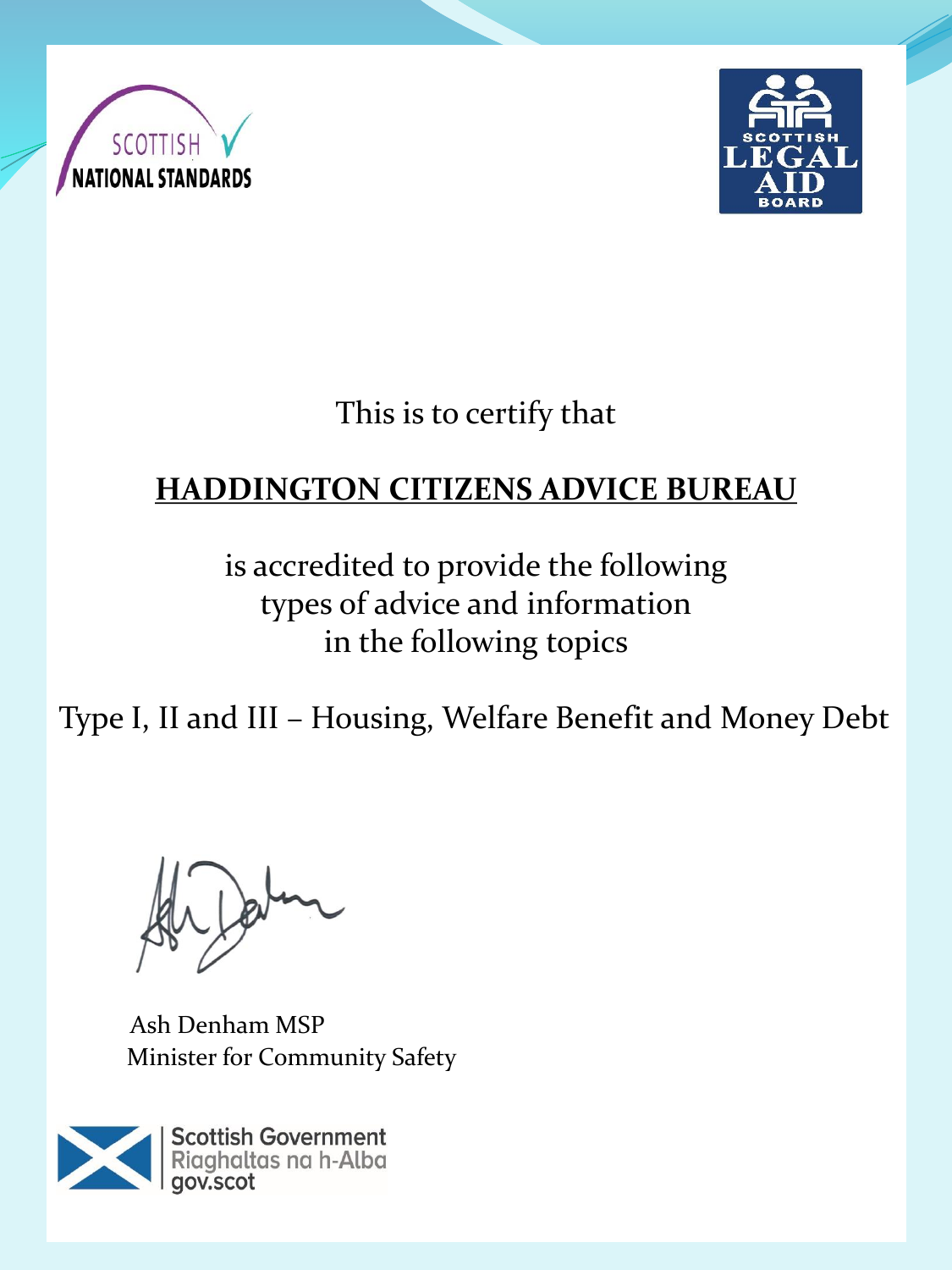SCOTTISH NATIONAL STANDARDS

SCOTTISH LEGAL AID BOARD

This is to certify that

**HADDINGTON CITIZENS ADVICE BUREAU**

is accredited to provide the following
types of advice and information
in the following topics

Type I, II and III – Housing, Welfare Benefit and Money Debt

Ash Denham MSP
Minister for Community Safety

Scottish Government
Riaghaltas na h-Alba
gov.scot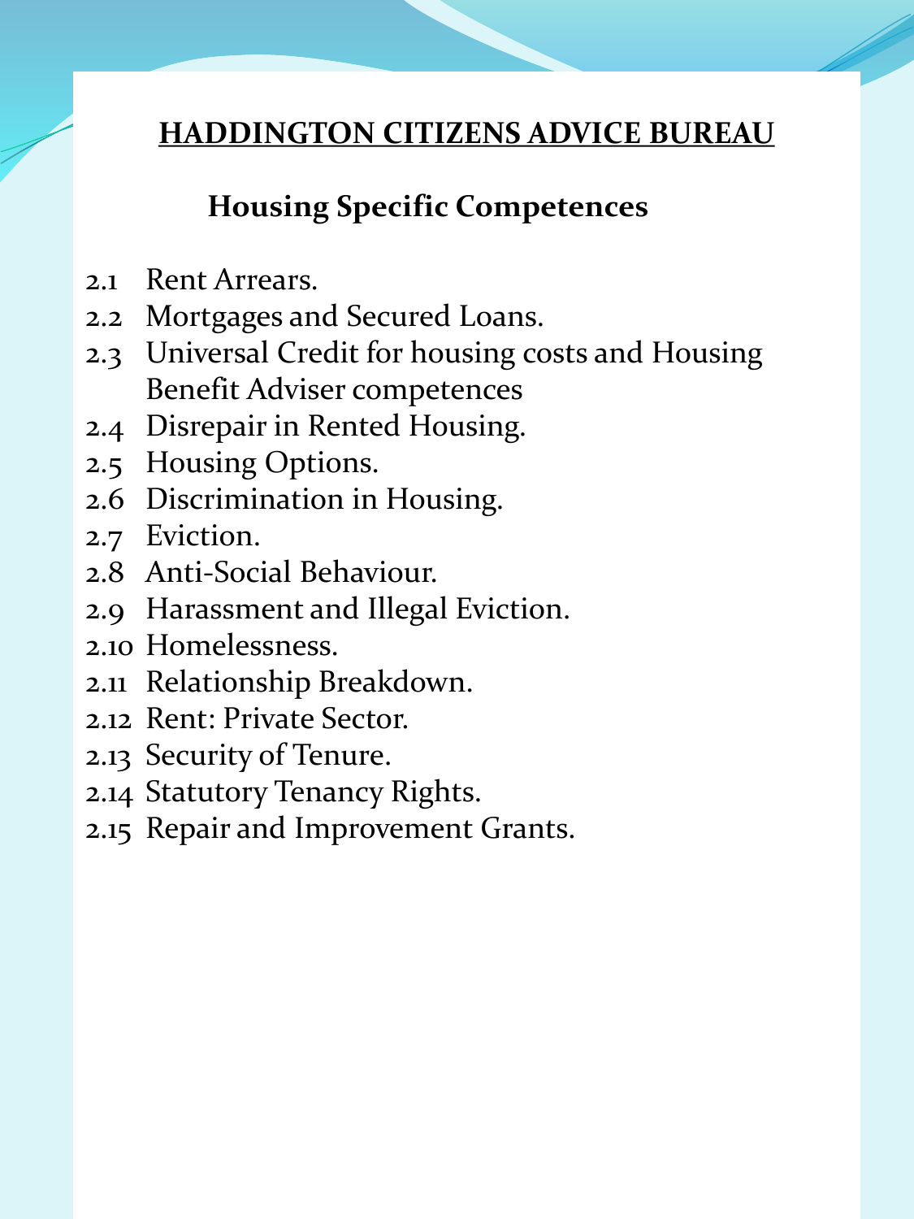# HADDINGTON CITIZENS ADVICE BUREAU

## Housing Specific Competences

2.1 Rent Arrears.
2.2 Mortgages and Secured Loans.
2.3 Universal Credit for housing costs and Housing Benefit Adviser competences
2.4 Disrepair in Rented Housing.
2.5 Housing Options.
2.6 Discrimination in Housing.
2.7 Eviction.
2.8 Anti-Social Behaviour.
2.9 Harassment and Illegal Eviction.
2.10 Homelessness.
2.11 Relationship Breakdown.
2.12 Rent: Private Sector.
2.13 Security of Tenure.
2.14 Statutory Tenancy Rights.
2.15 Repair and Improvement Grants.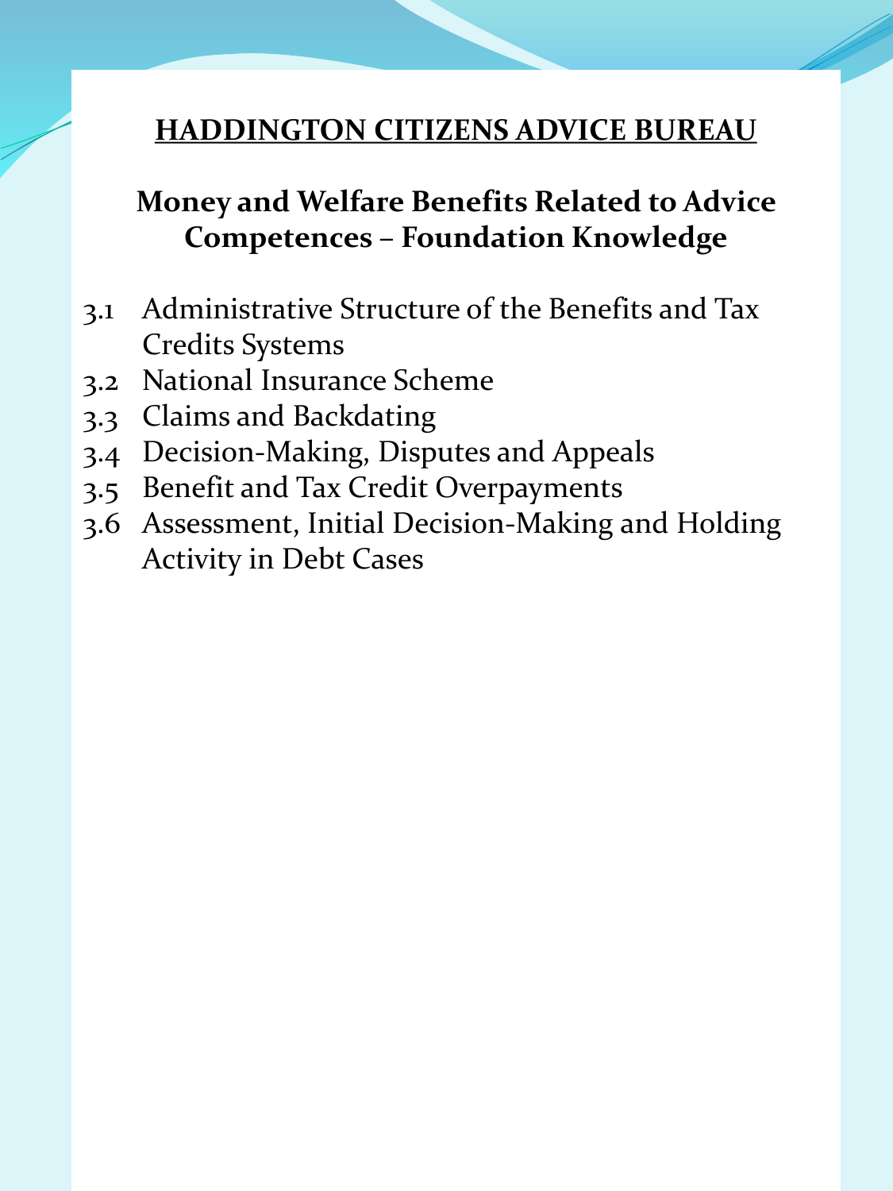# HADDINGTON CITIZENS ADVICE BUREAU

## Money and Welfare Benefits Related to Advice Competences – Foundation Knowledge

3.1 Administrative Structure of the Benefits and Tax Credits Systems
3.2 National Insurance Scheme
3.3 Claims and Backdating
3.4 Decision-Making, Disputes and Appeals
3.5 Benefit and Tax Credit Overpayments
3.6 Assessment, Initial Decision-Making and Holding Activity in Debt Cases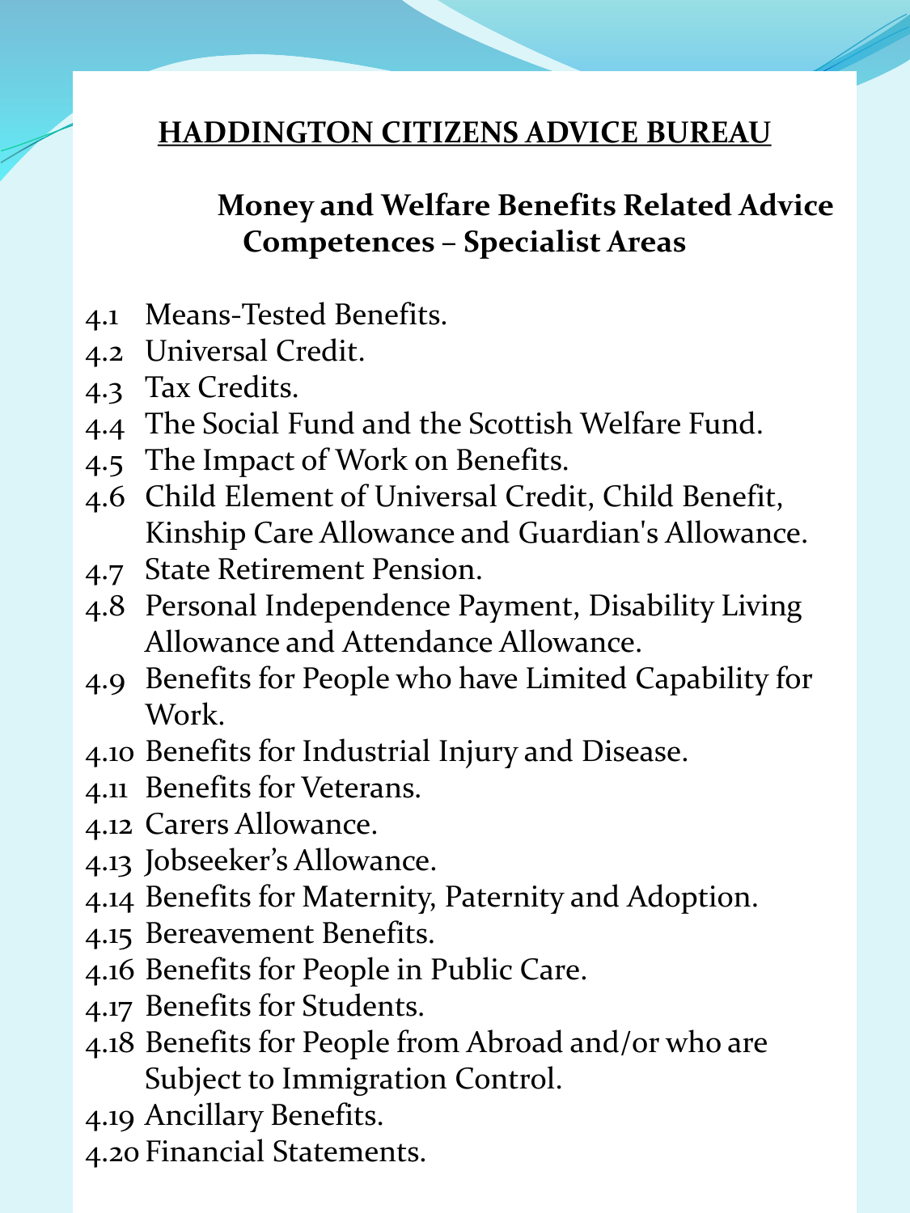# HADDINGTON CITIZENS ADVICE BUREAU

## Money and Welfare Benefits Related Advice Competences – Specialist Areas

4.1 Means-Tested Benefits.
4.2 Universal Credit.
4.3 Tax Credits.
4.4 The Social Fund and the Scottish Welfare Fund.
4.5 The Impact of Work on Benefits.
4.6 Child Element of Universal Credit, Child Benefit, Kinship Care Allowance and Guardian's Allowance.
4.7 State Retirement Pension.
4.8 Personal Independence Payment, Disability Living Allowance and Attendance Allowance.
4.9 Benefits for People who have Limited Capability for Work.
4.10 Benefits for Industrial Injury and Disease.
4.11 Benefits for Veterans.
4.12 Carers Allowance.
4.13 Jobseeker's Allowance.
4.14 Benefits for Maternity, Paternity and Adoption.
4.15 Bereavement Benefits.
4.16 Benefits for People in Public Care.
4.17 Benefits for Students.
4.18 Benefits for People from Abroad and/or who are Subject to Immigration Control.
4.19 Ancillary Benefits.
4.20 Financial Statements.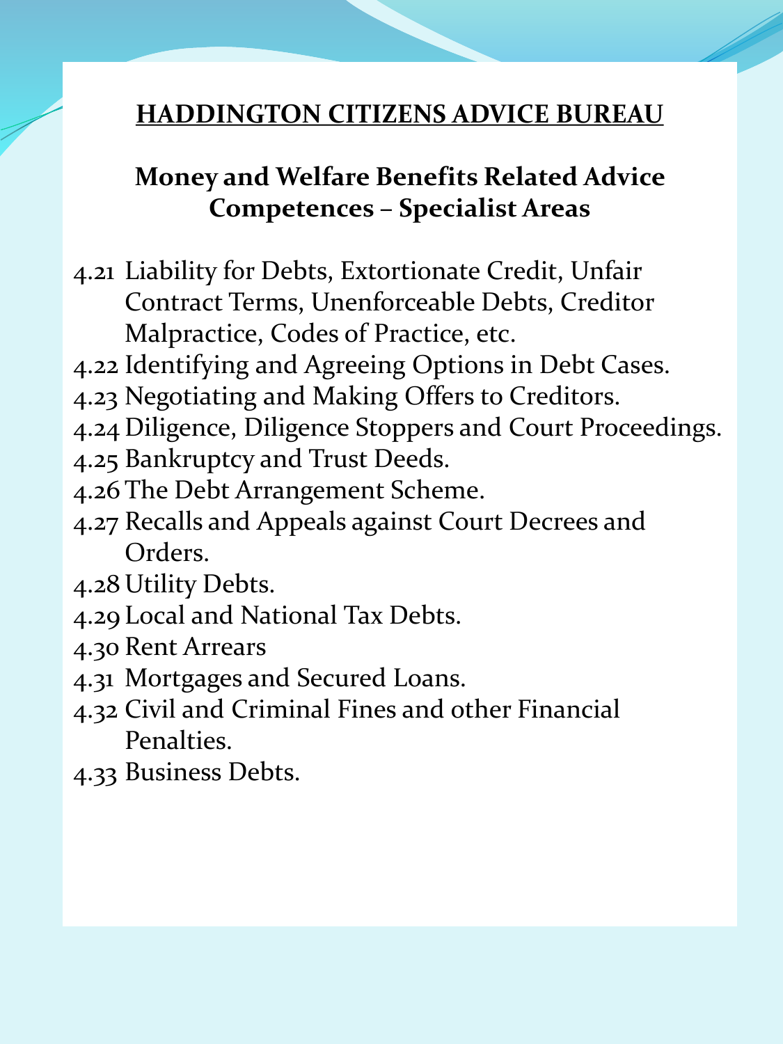## HADDINGTON CITIZENS ADVICE BUREAU

### Money and Welfare Benefits Related Advice Competences – Specialist Areas

4.21 Liability for Debts, Extortionate Credit, Unfair Contract Terms, Unenforceable Debts, Creditor Malpractice, Codes of Practice, etc.
4.22 Identifying and Agreeing Options in Debt Cases.
4.23 Negotiating and Making Offers to Creditors.
4.24 Diligence, Diligence Stoppers and Court Proceedings.
4.25 Bankruptcy and Trust Deeds.
4.26 The Debt Arrangement Scheme.
4.27 Recalls and Appeals against Court Decrees and Orders.
4.28 Utility Debts.
4.29 Local and National Tax Debts.
4.30 Rent Arrears
4.31 Mortgages and Secured Loans.
4.32 Civil and Criminal Fines and other Financial Penalties.
4.33 Business Debts.